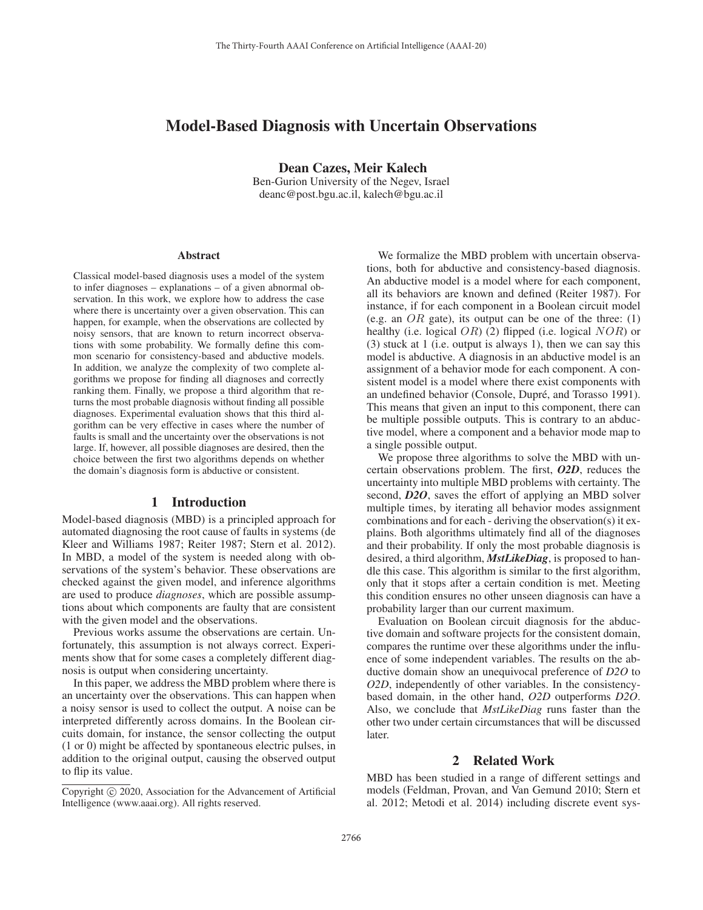# Model-Based Diagnosis with Uncertain Observations

**Dean Cazes, Meir Kalech**

Ben-Gurion University of the Negev, Israel
deanc@post.bgu.ac.il, kalech@bgu.ac.il

### Abstract

Classical model-based diagnosis uses a model of the system to infer diagnoses – explanations – of a given abnormal observation. In this work, we explore how to address the case where there is uncertainty over a given observation. This can happen, for example, when the observations are collected by noisy sensors, that are known to return incorrect observations with some probability. We formally define this common scenario for consistency-based and abductive models. In addition, we analyze the complexity of two complete algorithms we propose for finding all diagnoses and correctly ranking them. Finally, we propose a third algorithm that returns the most probable diagnosis without finding all possible diagnoses. Experimental evaluation shows that this third algorithm can be very effective in cases where the number of faults is small and the uncertainty over the observations is not large. If, however, all possible diagnoses are desired, then the choice between the first two algorithms depends on whether the domain's diagnosis form is abductive or consistent.

## 1 Introduction

Model-based diagnosis (MBD) is a principled approach for automated diagnosing the root cause of faults in systems (de Kleer and Williams 1987; Reiter 1987; Stern et al. 2012). In MBD, a model of the system is needed along with observations of the system's behavior. These observations are checked against the given model, and inference algorithms are used to produce *diagnoses*, which are possible assumptions about which components are faulty that are consistent with the given model and the observations.

Previous works assume the observations are certain. Unfortunately, this assumption is not always correct. Experiments show that for some cases a completely different diagnosis is output when considering uncertainty.

In this paper, we address the MBD problem where there is an uncertainty over the observations. This can happen when a noisy sensor is used to collect the output. A noise can be interpreted differently across domains. In the Boolean circuits domain, for instance, the sensor collecting the output (1 or 0) might be affected by spontaneous electric pulses, in addition to the original output, causing the observed output to flip its value.

Copyright © 2020, Association for the Advancement of Artificial Intelligence (www.aaai.org). All rights reserved.

We formalize the MBD problem with uncertain observations, both for abductive and consistency-based diagnosis. An abductive model is a model where for each component, all its behaviors are known and defined (Reiter 1987). For instance, if for each component in a Boolean circuit model (e.g. an $OR$ gate), its output can be one of the three: (1) healthy (i.e. logical $OR$) (2) flipped (i.e. logical $NOR$) or (3) stuck at 1 (i.e. output is always 1), then we can say this model is abductive. A diagnosis in an abductive model is an assignment of a behavior mode for each component. A consistent model is a model where there exist components with an undefined behavior (Console, Dupré, and Torasso 1991). This means that given an input to this component, there can be multiple possible outputs. This is contrary to an abductive model, where a component and a behavior mode map to a single possible output.

We propose three algorithms to solve the MBD with uncertain observations problem. The first, ***O2D***, reduces the uncertainty into multiple MBD problems with certainty. The second, ***D2O***, saves the effort of applying an MBD solver multiple times, by iterating all behavior modes assignment combinations and for each - deriving the observation(s) it explains. Both algorithms ultimately find all of the diagnoses and their probability. If only the most probable diagnosis is desired, a third algorithm, ***MstLikeDiag***, is proposed to handle this case. This algorithm is similar to the first algorithm, only that it stops after a certain condition is met. Meeting this condition ensures no other unseen diagnosis can have a probability larger than our current maximum.

Evaluation on Boolean circuit diagnosis for the abductive domain and software projects for the consistent domain, compares the runtime over these algorithms under the influence of some independent variables. The results on the abductive domain show an unequivocal preference of *D2O* to *O2D*, independently of other variables. In the consistency-based domain, in the other hand, *O2D* outperforms *D2O*. Also, we conclude that *MstLikeDiag* runs faster than the other two under certain circumstances that will be discussed later.

## 2 Related Work

MBD has been studied in a range of different settings and models (Feldman, Provan, and Van Gemund 2010; Stern et al. 2012; Metodi et al. 2014) including discrete event sys-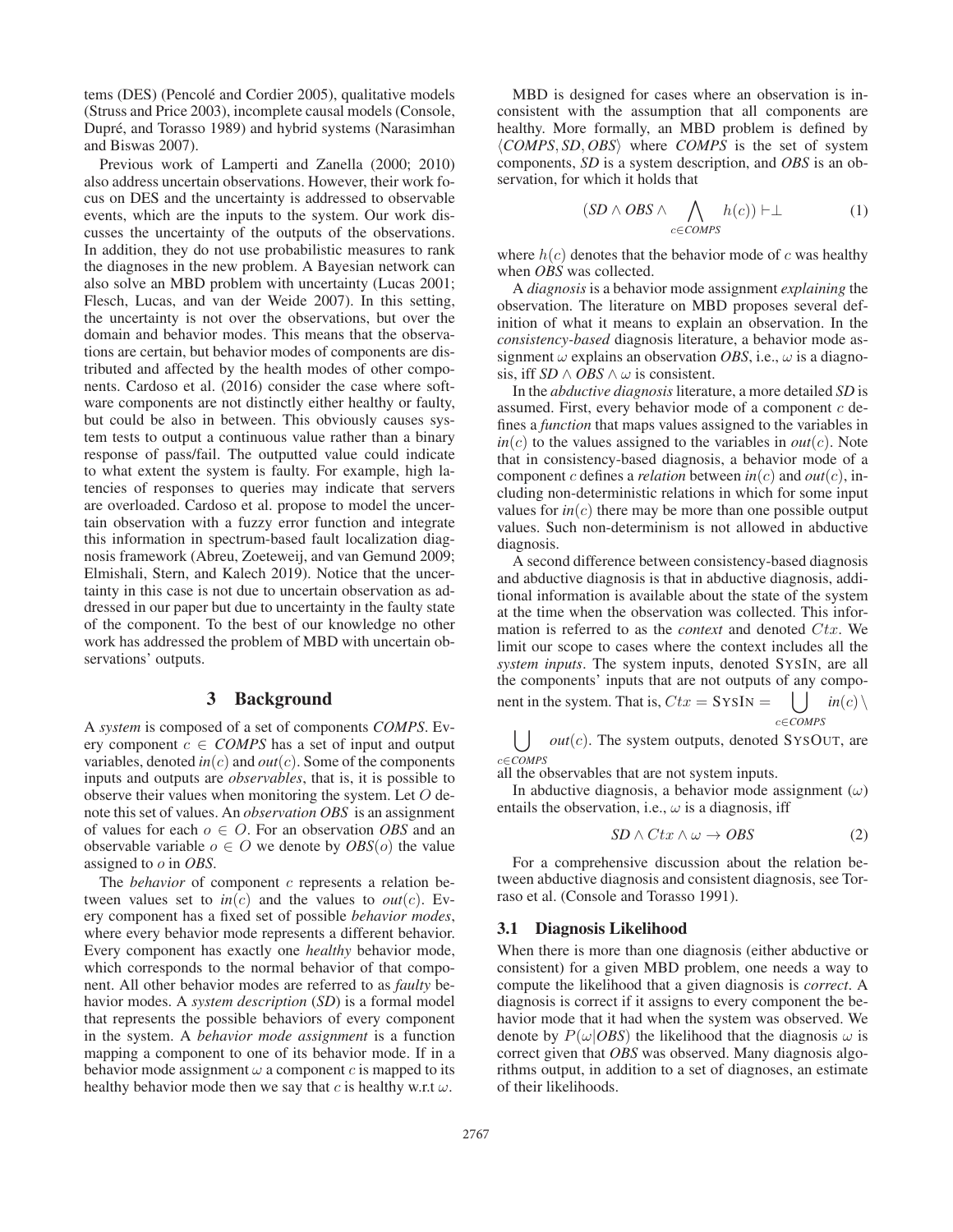tems (DES) (Pencolé and Cordier 2005), qualitative models (Struss and Price 2003), incomplete causal models (Console, Dupré, and Torasso 1989) and hybrid systems (Narasimhan and Biswas 2007).

Previous work of Lamperti and Zanella (2000; 2010) also address uncertain observations. However, their work focus on DES and the uncertainty is addressed to observable events, which are the inputs to the system. Our work discusses the uncertainty of the outputs of the observations. In addition, they do not use probabilistic measures to rank the diagnoses in the new problem. A Bayesian network can also solve an MBD problem with uncertainty (Lucas 2001; Flesch, Lucas, and van der Weide 2007). In this setting, the uncertainty is not over the observations, but over the domain and behavior modes. This means that the observations are certain, but behavior modes of components are distributed and affected by the health modes of other components. Cardoso et al. (2016) consider the case where software components are not distinctly either healthy or faulty, but could be also in between. This obviously causes system tests to output a continuous value rather than a binary response of pass/fail. The outputted value could indicate to what extent the system is faulty. For example, high latencies of responses to queries may indicate that servers are overloaded. Cardoso et al. propose to model the uncertain observation with a fuzzy error function and integrate this information in spectrum-based fault localization diagnosis framework (Abreu, Zoeteweij, and van Gemund 2009; Elmishali, Stern, and Kalech 2019). Notice that the uncertainty in this case is not due to uncertain observation as addressed in our paper but due to uncertainty in the faulty state of the component. To the best of our knowledge no other work has addressed the problem of MBD with uncertain observations' outputs.

## 3 Background

A *system* is composed of a set of components *COMPS*. Every component $c \in \mathit{COMPS}$ has a set of input and output variables, denoted $in(c)$ and $out(c)$. Some of the components inputs and outputs are *observables*, that is, it is possible to observe their values when monitoring the system. Let $O$ denote this set of values. An *observation OBS* is an assignment of values for each $o \in O$. For an observation *OBS* and an observable variable $o \in O$ we denote by $\mathit{OBS}(o)$ the value assigned to $o$ in *OBS*.

The *behavior* of component $c$ represents a relation between values set to $in(c)$ and the values to $out(c)$. Every component has a fixed set of possible *behavior modes*, where every behavior mode represents a different behavior. Every component has exactly one *healthy* behavior mode, which corresponds to the normal behavior of that component. All other behavior modes are referred to as *faulty* behavior modes. A *system description* (*SD*) is a formal model that represents the possible behaviors of every component in the system. A *behavior mode assignment* is a function mapping a component to one of its behavior mode. If in a behavior mode assignment $\omega$ a component $c$ is mapped to its healthy behavior mode then we say that $c$ is healthy w.r.t $\omega$.

MBD is designed for cases where an observation is inconsistent with the assumption that all components are healthy. More formally, an MBD problem is defined by $\langle \mathit{COMPS}, \mathit{SD}, \mathit{OBS} \rangle$ where *COMPS* is the set of system components, *SD* is a system description, and *OBS* is an observation, for which it holds that

$$(\mathit{SD} \wedge \mathit{OBS} \wedge \bigwedge_{c \in \mathit{COMPS}} h(c)) \vdash \bot \tag{1}$$

where $h(c)$ denotes that the behavior mode of $c$ was healthy when *OBS* was collected.

A *diagnosis* is a behavior mode assignment *explaining* the observation. The literature on MBD proposes several definition of what it means to explain an observation. In the *consistency-based* diagnosis literature, a behavior mode assignment $\omega$ explains an observation *OBS*, i.e., $\omega$ is a diagnosis, iff $\mathit{SD} \wedge \mathit{OBS} \wedge \omega$ is consistent.

In the *abductive diagnosis* literature, a more detailed *SD* is assumed. First, every behavior mode of a component $c$ defines a *function* that maps values assigned to the variables in $in(c)$ to the values assigned to the variables in $out(c)$. Note that in consistency-based diagnosis, a behavior mode of a component $c$ defines a *relation* between $in(c)$ and $out(c)$, including non-deterministic relations in which for some input values for $in(c)$ there may be more than one possible output values. Such non-determinism is not allowed in abductive diagnosis.

A second difference between consistency-based diagnosis and abductive diagnosis is that in abductive diagnosis, additional information is available about the state of the system at the time when the observation was collected. This information is referred to as the *context* and denoted $Ctx$. We limit our scope to cases where the context includes all the *system inputs*. The system inputs, denoted SYSIN, are all the components' inputs that are not outputs of any component in the system. That is, $Ctx = \textsc{SysIn} = \bigcup_{c \in \mathit{COMPS}} in(c) \setminus \bigcup_{c \in \mathit{COMPS}} out(c)$. The system outputs, denoted SYSOUT, are all the observables that are not system inputs.

In abductive diagnosis, a behavior mode assignment ($\omega$) entails the observation, i.e., $\omega$ is a diagnosis, iff

$$\mathit{SD} \wedge Ctx \wedge \omega \rightarrow \mathit{OBS} \tag{2}$$

For a comprehensive discussion about the relation between abductive diagnosis and consistent diagnosis, see Torraso et al. (Console and Torasso 1991).

### 3.1 Diagnosis Likelihood

When there is more than one diagnosis (either abductive or consistent) for a given MBD problem, one needs a way to compute the likelihood that a given diagnosis is *correct*. A diagnosis is correct if it assigns to every component the behavior mode that it had when the system was observed. We denote by $P(\omega|\mathit{OBS})$ the likelihood that the diagnosis $\omega$ is correct given that *OBS* was observed. Many diagnosis algorithms output, in addition to a set of diagnoses, an estimate of their likelihoods.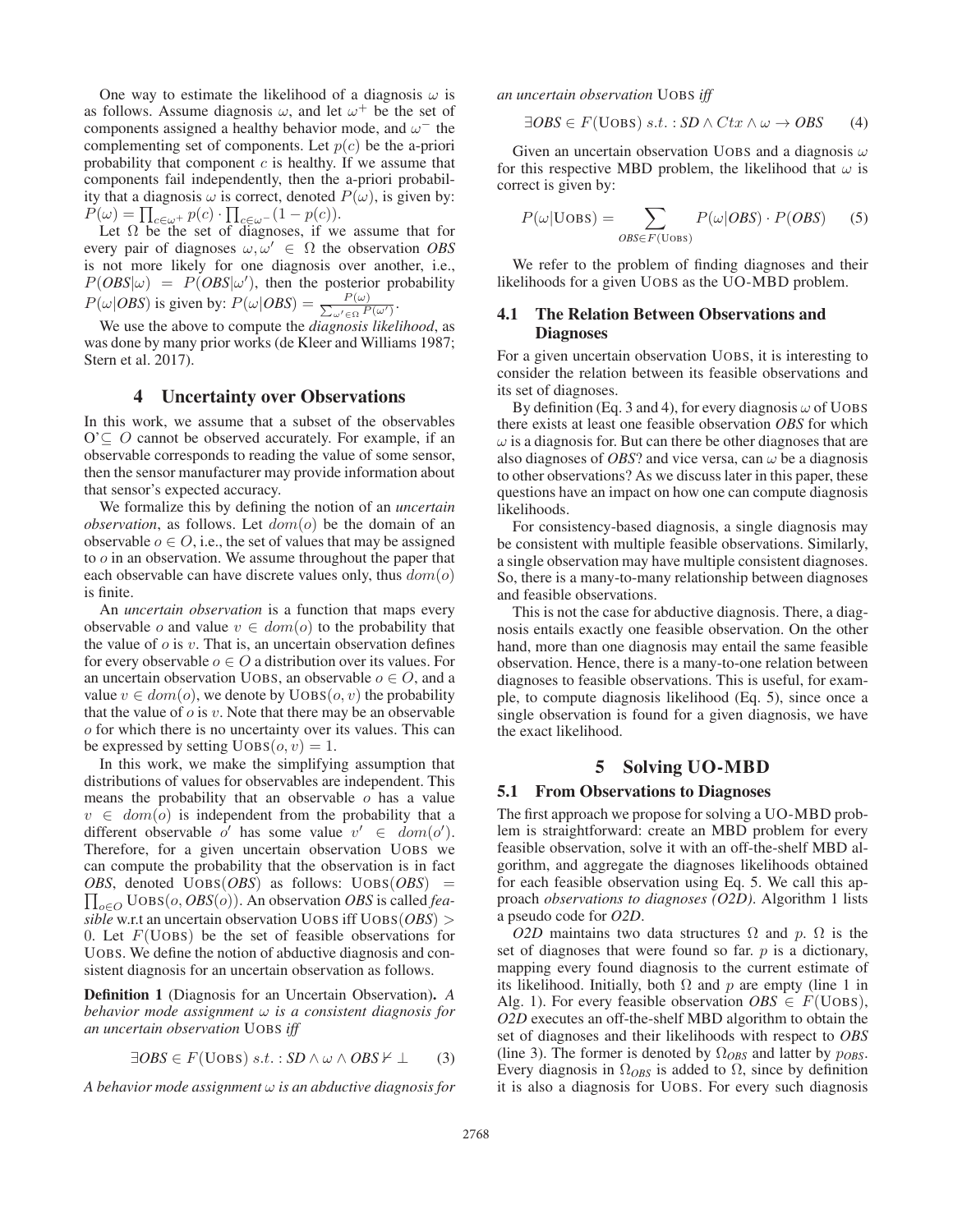One way to estimate the likelihood of a diagnosis $\omega$ is as follows. Assume diagnosis $\omega$, and let $\omega^+$ be the set of components assigned a healthy behavior mode, and $\omega^-$ the complementing set of components. Let $p(c)$ be the a-priori probability that component $c$ is healthy. If we assume that components fail independently, then the a-priori probability that a diagnosis $\omega$ is correct, denoted $P(\omega)$, is given by: $P(\omega) = \prod_{c\in\omega^+} p(c) \cdot \prod_{c\in\omega^-}(1 - p(c))$.

Let $\Omega$ be the set of diagnoses, if we assume that for every pair of diagnoses $\omega, \omega' \in \Omega$ the observation *OBS* is not more likely for one diagnosis over another, i.e., $P(\textit{OBS}|\omega) = P(\textit{OBS}|\omega')$, then the posterior probability $P(\omega|\textit{OBS})$ is given by: $P(\omega|\textit{OBS}) = \frac{P(\omega)}{\sum_{\omega'\in\Omega} P(\omega')}$.

We use the above to compute the *diagnosis likelihood*, as was done by many prior works (de Kleer and Williams 1987; Stern et al. 2017).

## 4 Uncertainty over Observations

In this work, we assume that a subset of the observables O'$\subseteq O$ cannot be observed accurately. For example, if an observable corresponds to reading the value of some sensor, then the sensor manufacturer may provide information about that sensor's expected accuracy.

We formalize this by defining the notion of an *uncertain observation*, as follows. Let $dom(o)$ be the domain of an observable $o \in O$, i.e., the set of values that may be assigned to $o$ in an observation. We assume throughout the paper that each observable can have discrete values only, thus $dom(o)$ is finite.

An *uncertain observation* is a function that maps every observable $o$ and value $v \in dom(o)$ to the probability that the value of $o$ is $v$. That is, an uncertain observation defines for every observable $o \in O$ a distribution over its values. For an uncertain observation UOBS, an observable $o \in O$, and a value $v \in dom(o)$, we denote by $\text{UOBS}(o, v)$ the probability that the value of $o$ is $v$. Note that there may be an observable $o$ for which there is no uncertainty over its values. This can be expressed by setting $\text{UOBS}(o, v) = 1$.

In this work, we make the simplifying assumption that distributions of values for observables are independent. This means the probability that an observable $o$ has a value $v \in dom(o)$ is independent from the probability that a different observable $o'$ has some value $v' \in dom(o')$. Therefore, for a given uncertain observation UOBS we can compute the probability that the observation is in fact *OBS*, denoted $\text{UOBS}(\textit{OBS})$ as follows: $\text{UOBS}(\textit{OBS}) = \prod_{o\in O} \text{UOBS}(o, \textit{OBS}(o))$. An observation *OBS* is called *feasible* w.r.t an uncertain observation UOBS iff $\text{UOBS}(\textit{OBS}) > 0$. Let $F(\text{UOBS})$ be the set of feasible observations for UOBS. We define the notion of abductive diagnosis and consistent diagnosis for an uncertain observation as follows.

**Definition 1** (Diagnosis for an Uncertain Observation)**.** *A behavior mode assignment $\omega$ is a consistent diagnosis for an uncertain observation* UOBS *iff*

$$\exists \textit{OBS} \in F(\text{UOBS})\ s.t. : \textit{SD} \wedge \omega \wedge \textit{OBS} \nvdash \bot \quad (3)$$

*A behavior mode assignment $\omega$ is an abductive diagnosis for an uncertain observation* UOBS *iff*

$$\exists \textit{OBS} \in F(\text{UOBS})\ s.t. : \textit{SD} \wedge Ctx \wedge \omega \rightarrow \textit{OBS} \quad (4)$$

Given an uncertain observation UOBS and a diagnosis $\omega$ for this respective MBD problem, the likelihood that $\omega$ is correct is given by:

$$P(\omega|\text{UOBS}) = \sum_{\textit{OBS}\in F(\text{UOBS})} P(\omega|\textit{OBS}) \cdot P(\textit{OBS}) \quad (5)$$

We refer to the problem of finding diagnoses and their likelihoods for a given UOBS as the UO-MBD problem.

### 4.1 The Relation Between Observations and Diagnoses

For a given uncertain observation UOBS, it is interesting to consider the relation between its feasible observations and its set of diagnoses.

By definition (Eq. 3 and 4), for every diagnosis $\omega$ of UOBS there exists at least one feasible observation *OBS* for which $\omega$ is a diagnosis for. But can there be other diagnoses that are also diagnoses of *OBS*? and vice versa, can $\omega$ be a diagnosis to other observations? As we discuss later in this paper, these questions have an impact on how one can compute diagnosis likelihoods.

For consistency-based diagnosis, a single diagnosis may be consistent with multiple feasible observations. Similarly, a single observation may have multiple consistent diagnoses. So, there is a many-to-many relationship between diagnoses and feasible observations.

This is not the case for abductive diagnosis. There, a diagnosis entails exactly one feasible observation. On the other hand, more than one diagnosis may entail the same feasible observation. Hence, there is a many-to-one relation between diagnoses to feasible observations. This is useful, for example, to compute diagnosis likelihood (Eq. 5), since once a single observation is found for a given diagnosis, we have the exact likelihood.

## 5 Solving UO-MBD

### 5.1 From Observations to Diagnoses

The first approach we propose for solving a UO-MBD problem is straightforward: create an MBD problem for every feasible observation, solve it with an off-the-shelf MBD algorithm, and aggregate the diagnoses likelihoods obtained for each feasible observation using Eq. 5. We call this approach *observations to diagnoses (O2D)*. Algorithm 1 lists a pseudo code for *O2D*.

*O2D* maintains two data structures $\Omega$ and $p$. $\Omega$ is the set of diagnoses that were found so far. $p$ is a dictionary, mapping every found diagnosis to the current estimate of its likelihood. Initially, both $\Omega$ and $p$ are empty (line 1 in Alg. 1). For every feasible observation $\textit{OBS} \in F(\text{UOBS})$, *O2D* executes an off-the-shelf MBD algorithm to obtain the set of diagnoses and their likelihoods with respect to *OBS* (line 3). The former is denoted by $\Omega_{\textit{OBS}}$ and latter by $p_{\textit{OBS}}$. Every diagnosis in $\Omega_{\textit{OBS}}$ is added to $\Omega$, since by definition it is also a diagnosis for UOBS. For every such diagnosis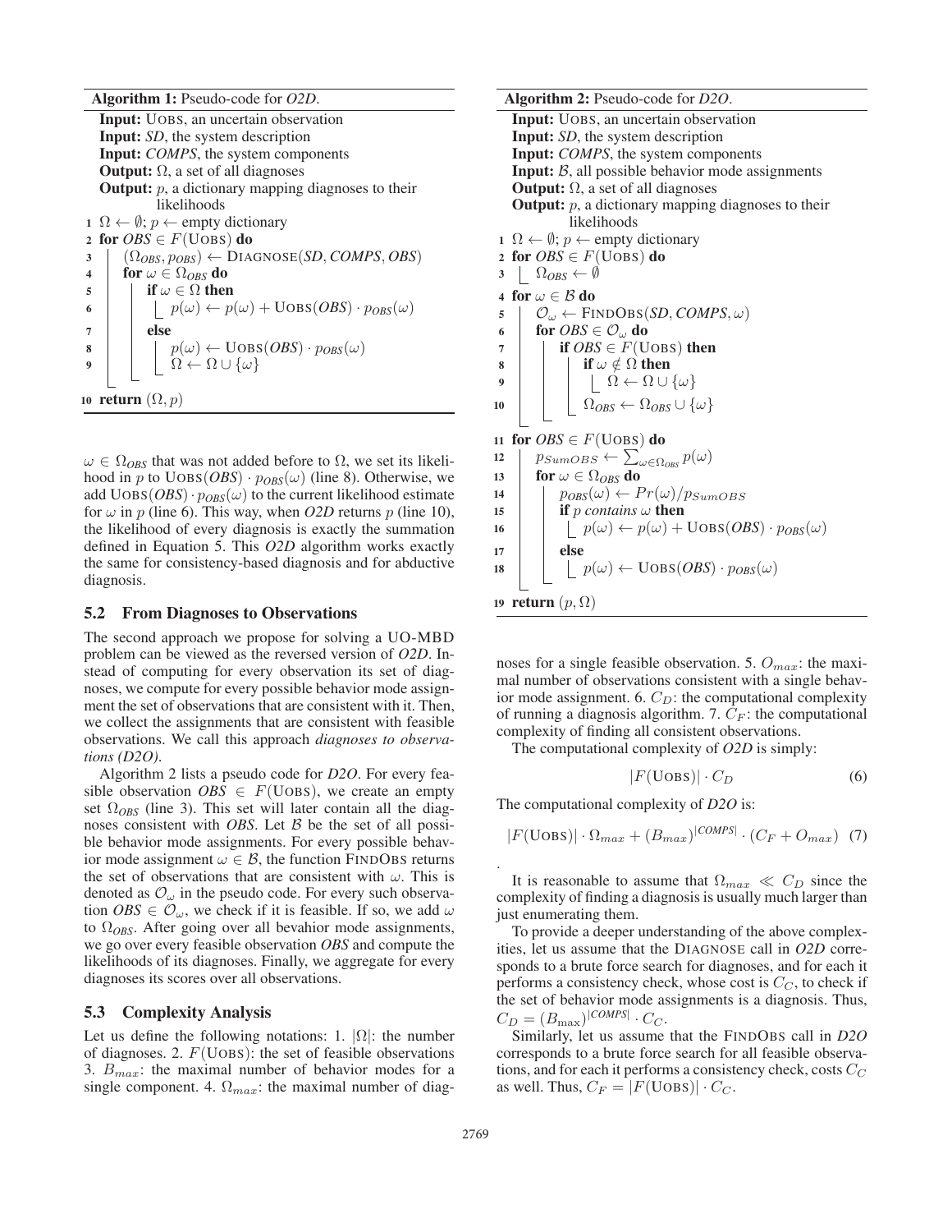**Algorithm 1:** Pseudo-code for *O2D*.

```
Input: UOBS, an uncertain observation
Input: SD, the system description
Input: COMPS, the system components
Output: Ω, a set of all diagnoses
Output: p, a dictionary mapping diagnoses to their
        likelihoods
1  Ω ← ∅; p ← empty dictionary
2  for OBS ∈ F(UOBS) do
3      (Ω_OBS, p_OBS) ← DIAGNOSE(SD, COMPS, OBS)
4      for ω ∈ Ω_OBS do
5          if ω ∈ Ω then
6              p(ω) ← p(ω) + UOBS(OBS) · p_OBS(ω)
7          else
8              p(ω) ← UOBS(OBS) · p_OBS(ω)
9              Ω ← Ω ∪ {ω}
10 return (Ω, p)
```

$\omega \in \Omega_{OBS}$ that was not added before to $\Omega$, we set its likelihood in $p$ to $\text{UOBS}(OBS) \cdot p_{OBS}(\omega)$ (line 8). Otherwise, we add $\text{UOBS}(OBS) \cdot p_{OBS}(\omega)$ to the current likelihood estimate for $\omega$ in $p$ (line 6). This way, when *O2D* returns $p$ (line 10), the likelihood of every diagnosis is exactly the summation defined in Equation 5. This *O2D* algorithm works exactly the same for consistency-based diagnosis and for abductive diagnosis.

## 5.2 From Diagnoses to Observations

The second approach we propose for solving a UO-MBD problem can be viewed as the reversed version of *O2D*. Instead of computing for every observation its set of diagnoses, we compute for every possible behavior mode assignment the set of observations that are consistent with it. Then, we collect the assignments that are consistent with feasible observations. We call this approach *diagnoses to observations (D2O)*.

Algorithm 2 lists a pseudo code for *D2O*. For every feasible observation $OBS \in F(\text{UOBS})$, we create an empty set $\Omega_{OBS}$ (line 3). This set will later contain all the diagnoses consistent with *OBS*. Let $\mathcal{B}$ be the set of all possible behavior mode assignments. For every possible behavior mode assignment $\omega \in \mathcal{B}$, the function FINDOBS returns the set of observations that are consistent with $\omega$. This is denoted as $\mathcal{O}_\omega$ in the pseudo code. For every such observation $OBS \in \mathcal{O}_\omega$, we check if it is feasible. If so, we add $\omega$ to $\Omega_{OBS}$. After going over all bevahior mode assignments, we go over every feasible observation *OBS* and compute the likelihoods of its diagnoses. Finally, we aggregate for every diagnoses its scores over all observations.

**Algorithm 2:** Pseudo-code for *D2O*.

```
Input: UOBS, an uncertain observation
Input: SD, the system description
Input: COMPS, the system components
Input: B, all possible behavior mode assignments
Output: Ω, a set of all diagnoses
Output: p, a dictionary mapping diagnoses to their
        likelihoods
1  Ω ← ∅; p ← empty dictionary
2  for OBS ∈ F(UOBS) do
3      Ω_OBS ← ∅
4  for ω ∈ B do
5      O_ω ← FINDOBS(SD, COMPS, ω)
6      for OBS ∈ O_ω do
7          if OBS ∈ F(UOBS) then
8              if ω ∉ Ω then
9                  Ω ← Ω ∪ {ω}
10             Ω_OBS ← Ω_OBS ∪ {ω}
11 for OBS ∈ F(UOBS) do
12     p_SumOBS ← Σ_{ω∈Ω_OBS} p(ω)
13     for ω ∈ Ω_OBS do
14         p_OBS(ω) ← Pr(ω)/p_SumOBS
15         if p contains ω then
16             p(ω) ← p(ω) + UOBS(OBS) · p_OBS(ω)
17         else
18             p(ω) ← UOBS(OBS) · p_OBS(ω)
19 return (p, Ω)
```

## 5.3 Complexity Analysis

Let us define the following notations: 1. $|\Omega|$: the number of diagnoses. 2. $F(\text{UOBS})$: the set of feasible observations 3. $B_{max}$: the maximal number of behavior modes for a single component. 4. $\Omega_{max}$: the maximal number of diagnoses for a single feasible observation. 5. $O_{max}$: the maximal number of observations consistent with a single behavior mode assignment. 6. $C_D$: the computational complexity of running a diagnosis algorithm. 7. $C_F$: the computational complexity of finding all consistent observations.

The computational complexity of *O2D* is simply:

$$|F(\text{UOBS})| \cdot C_D \tag{6}$$

The computational complexity of *D2O* is:

$$|F(\text{UOBS})| \cdot \Omega_{max} + (B_{max})^{|COMPS|} \cdot (C_F + O_{max}) \tag{7}$$

.

It is reasonable to assume that $\Omega_{max} \ll C_D$ since the complexity of finding a diagnosis is usually much larger than just enumerating them.

To provide a deeper understanding of the above complexities, let us assume that the DIAGNOSE call in *O2D* corresponds to a brute force search for diagnoses, and for each it performs a consistency check, whose cost is $C_C$, to check if the set of behavior mode assignments is a diagnosis. Thus, $C_D = (B_{\max})^{|COMPS|} \cdot C_C$.

Similarly, let us assume that the FINDOBS call in *D2O* corresponds to a brute force search for all feasible observations, and for each it performs a consistency check, costs $C_C$ as well. Thus, $C_F = |F(\text{UOBS})| \cdot C_C$.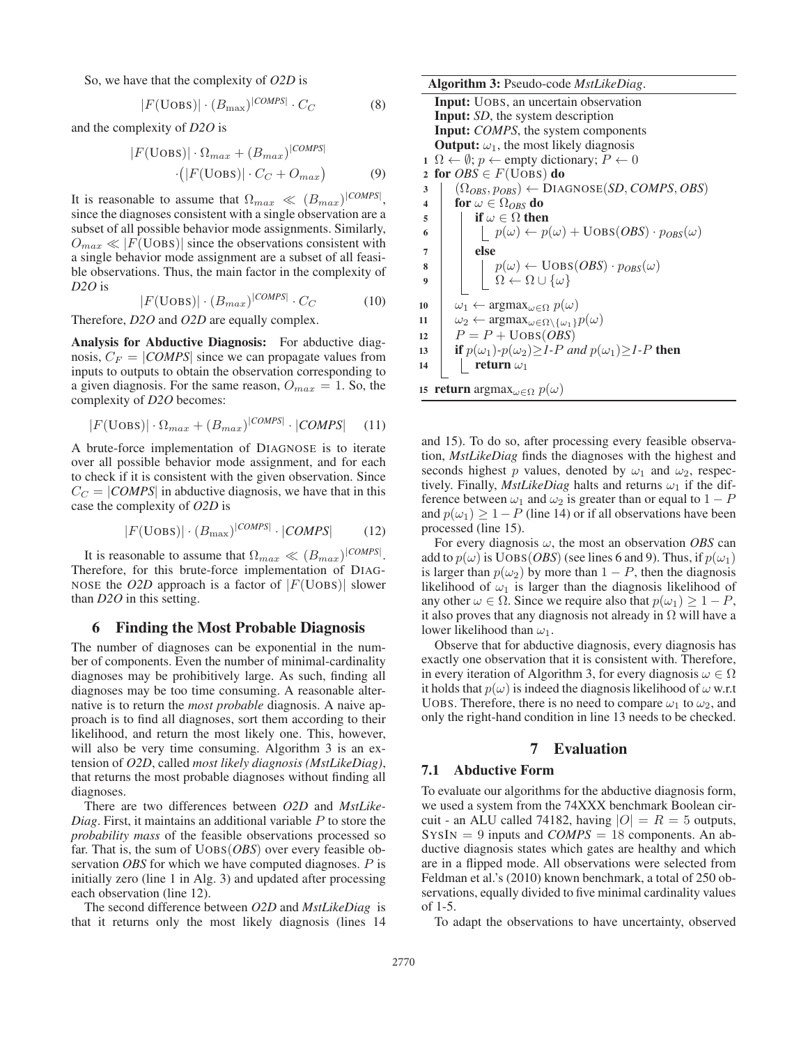So, we have that the complexity of *O2D* is

$$|F(\text{UOBS})| \cdot (B_{\max})^{|COMPS|} \cdot C_C \tag{8}$$

and the complexity of *D2O* is

$$|F(\text{UOBS})| \cdot \Omega_{max} + (B_{max})^{|COMPS|} \cdot \big(|F(\text{UOBS})| \cdot C_C + O_{max}\big) \tag{9}$$

It is reasonable to assume that $\Omega_{max} \ll (B_{max})^{|COMPS|}$, since the diagnoses consistent with a single observation are a subset of all possible behavior mode assignments. Similarly, $O_{max} \ll |F(\text{UOBS})|$ since the observations consistent with a single behavior mode assignment are a subset of all feasible observations. Thus, the main factor in the complexity of *D2O* is

$$|F(\text{UOBS})| \cdot (B_{max})^{|COMPS|} \cdot C_C \tag{10}$$

Therefore, *D2O* and *O2D* are equally complex.

**Analysis for Abductive Diagnosis:** For abductive diagnosis, $C_F = |COMPS|$ since we can propagate values from inputs to outputs to obtain the observation corresponding to a given diagnosis. For the same reason, $O_{max} = 1$. So, the complexity of *D2O* becomes:

$$|F(\text{UOBS})| \cdot \Omega_{max} + (B_{max})^{|COMPS|} \cdot |COMPS| \tag{11}$$

A brute-force implementation of DIAGNOSE is to iterate over all possible behavior mode assignment, and for each to check if it is consistent with the given observation. Since $C_C = |COMPS|$ in abductive diagnosis, we have that in this case the complexity of *O2D* is

$$|F(\text{UOBS})| \cdot (B_{\max})^{|COMPS|} \cdot |COMPS| \tag{12}$$

It is reasonable to assume that $\Omega_{max} \ll (B_{max})^{|COMPS|}$. Therefore, for this brute-force implementation of DIAGNOSE the *O2D* approach is a factor of $|F(\text{UOBS})|$ slower than *D2O* in this setting.

## 6 Finding the Most Probable Diagnosis

The number of diagnoses can be exponential in the number of components. Even the number of minimal-cardinality diagnoses may be prohibitively large. As such, finding all diagnoses may be too time consuming. A reasonable alternative is to return the *most probable* diagnosis. A naive approach is to find all diagnoses, sort them according to their likelihood, and return the most likely one. This, however, will also be very time consuming. Algorithm 3 is an extension of *O2D*, called *most likely diagnosis (MstLikeDiag)*, that returns the most probable diagnoses without finding all diagnoses.

There are two differences between *O2D* and *MstLikeDiag*. First, it maintains an additional variable $P$ to store the *probability mass* of the feasible observations processed so far. That is, the sum of UOBS(*OBS*) over every feasible observation *OBS* for which we have computed diagnoses. $P$ is initially zero (line 1 in Alg. 3) and updated after processing each observation (line 12).

The second difference between *O2D* and *MstLikeDiag* is that it returns only the most likely diagnosis (lines 14 and 15). To do so, after processing every feasible observation, *MstLikeDiag* finds the diagnoses with the highest and seconds highest $p$ values, denoted by $\omega_1$ and $\omega_2$, respectively. Finally, *MstLikeDiag* halts and returns $\omega_1$ if the difference between $\omega_1$ and $\omega_2$ is greater than or equal to $1 - P$ and $p(\omega_1) \geq 1 - P$ (line 14) or if all observations have been processed (line 15).

**Algorithm 3:** Pseudo-code *MstLikeDiag*.

```
Input: UOBS, an uncertain observation
Input: SD, the system description
Input: COMPS, the system components
Output: ω1, the most likely diagnosis
1  Ω ← ∅; p ← empty dictionary; P ← 0
2  for OBS ∈ F(UOBS) do
3      (Ω_OBS, p_OBS) ← DIAGNOSE(SD, COMPS, OBS)
4      for ω ∈ Ω_OBS do
5          if ω ∈ Ω then
6              p(ω) ← p(ω) + UOBS(OBS) · p_OBS(ω)
7          else
8              p(ω) ← UOBS(OBS) · p_OBS(ω)
9              Ω ← Ω ∪ {ω}
10     ω1 ← argmax_{ω∈Ω} p(ω)
11     ω2 ← argmax_{ω∈Ω\{ω1}} p(ω)
12     P = P + UOBS(OBS)
13     if p(ω1)-p(ω2) ≥ 1-P and p(ω1) ≥ 1-P then
14         return ω1
15 return argmax_{ω∈Ω} p(ω)
```

For every diagnosis $\omega$, the most an observation *OBS* can add to $p(\omega)$ is UOBS(*OBS*) (see lines 6 and 9). Thus, if $p(\omega_1)$ is larger than $p(\omega_2)$ by more than $1 - P$, then the diagnosis likelihood of $\omega_1$ is larger than the diagnosis likelihood of any other $\omega \in \Omega$. Since we require also that $p(\omega_1) \geq 1 - P$, it also proves that any diagnosis not already in $\Omega$ will have a lower likelihood than $\omega_1$.

Observe that for abductive diagnosis, every diagnosis has exactly one observation that it is consistent with. Therefore, in every iteration of Algorithm 3, for every diagnosis $\omega \in \Omega$ it holds that $p(\omega)$ is indeed the diagnosis likelihood of $\omega$ w.r.t UOBS. Therefore, there is no need to compare $\omega_1$ to $\omega_2$, and only the right-hand condition in line 13 needs to be checked.

## 7 Evaluation

### 7.1 Abductive Form

To evaluate our algorithms for the abductive diagnosis form, we used a system from the 74XXX benchmark Boolean circuit - an ALU called 74182, having $|O| = R = 5$ outputs, SYSIN $= 9$ inputs and *COMPS* $= 18$ components. An abductive diagnosis states which gates are healthy and which are in a flipped mode. All observations were selected from Feldman et al.'s (2010) known benchmark, a total of 250 observations, equally divided to five minimal cardinality values of 1-5.

To adapt the observations to have uncertainty, observed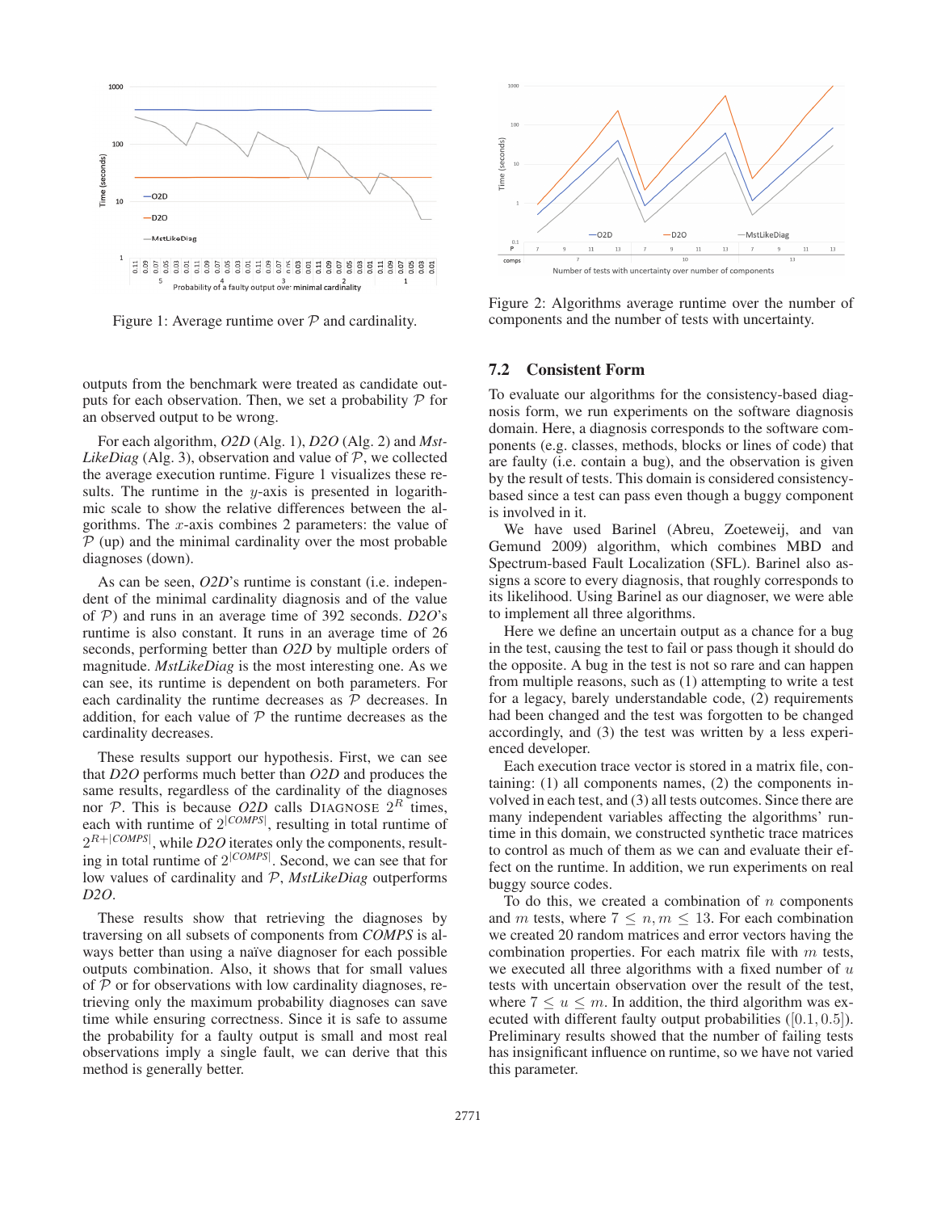Figure 1: Average runtime over $\mathcal{P}$ and cardinality.

outputs from the benchmark were treated as candidate outputs for each observation. Then, we set a probability $\mathcal{P}$ for an observed output to be wrong.

For each algorithm, *O2D* (Alg. 1), *D2O* (Alg. 2) and *MstLikeDiag* (Alg. 3), observation and value of $\mathcal{P}$, we collected the average execution runtime. Figure 1 visualizes these results. The runtime in the $y$-axis is presented in logarithmic scale to show the relative differences between the algorithms. The $x$-axis combines 2 parameters: the value of $\mathcal{P}$ (up) and the minimal cardinality over the most probable diagnoses (down).

As can be seen, *O2D*'s runtime is constant (i.e. independent of the minimal cardinality diagnosis and of the value of $\mathcal{P}$) and runs in an average time of 392 seconds. *D2O*'s runtime is also constant. It runs in an average time of 26 seconds, performing better than *O2D* by multiple orders of magnitude. *MstLikeDiag* is the most interesting one. As we can see, its runtime is dependent on both parameters. For each cardinality the runtime decreases as $\mathcal{P}$ decreases. In addition, for each value of $\mathcal{P}$ the runtime decreases as the cardinality decreases.

These results support our hypothesis. First, we can see that *D2O* performs much better than *O2D* and produces the same results, regardless of the cardinality of the diagnoses nor $\mathcal{P}$. This is because *O2D* calls DIAGNOSE $2^R$ times, each with runtime of $2^{|COMPS|}$, resulting in total runtime of $2^{R+|COMPS|}$, while *D2O* iterates only the components, resulting in total runtime of $2^{|COMPS|}$. Second, we can see that for low values of cardinality and $\mathcal{P}$, *MstLikeDiag* outperforms *D2O*.

These results show that retrieving the diagnoses by traversing on all subsets of components from *COMPS* is always better than using a naïve diagnoser for each possible outputs combination. Also, it shows that for small values of $\mathcal{P}$ or for observations with low cardinality diagnoses, retrieving only the maximum probability diagnoses can save time while ensuring correctness. Since it is safe to assume the probability for a faulty output is small and most real observations imply a single fault, we can derive that this method is generally better.

Figure 2: Algorithms average runtime over the number of components and the number of tests with uncertainty.

## 7.2 Consistent Form

To evaluate our algorithms for the consistency-based diagnosis form, we run experiments on the software diagnosis domain. Here, a diagnosis corresponds to the software components (e.g. classes, methods, blocks or lines of code) that are faulty (i.e. contain a bug), and the observation is given by the result of tests. This domain is considered consistency-based since a test can pass even though a buggy component is involved in it.

We have used Barinel (Abreu, Zoeteweij, and van Gemund 2009) algorithm, which combines MBD and Spectrum-based Fault Localization (SFL). Barinel also assigns a score to every diagnosis, that roughly corresponds to its likelihood. Using Barinel as our diagnoser, we were able to implement all three algorithms.

Here we define an uncertain output as a chance for a bug in the test, causing the test to fail or pass though it should do the opposite. A bug in the test is not so rare and can happen from multiple reasons, such as (1) attempting to write a test for a legacy, barely understandable code, (2) requirements had been changed and the test was forgotten to be changed accordingly, and (3) the test was written by a less experienced developer.

Each execution trace vector is stored in a matrix file, containing: (1) all components names, (2) the components involved in each test, and (3) all tests outcomes. Since there are many independent variables affecting the algorithms' runtime in this domain, we constructed synthetic trace matrices to control as much of them as we can and evaluate their effect on the runtime. In addition, we run experiments on real buggy source codes.

To do this, we created a combination of $n$ components and $m$ tests, where $7 \leq n, m \leq 13$. For each combination we created 20 random matrices and error vectors having the combination properties. For each matrix file with $m$ tests, we executed all three algorithms with a fixed number of $u$ tests with uncertain observation over the result of the test, where $7 \leq u \leq m$. In addition, the third algorithm was executed with different faulty output probabilities ($[0.1, 0.5]$). Preliminary results showed that the number of failing tests has insignificant influence on runtime, so we have not varied this parameter.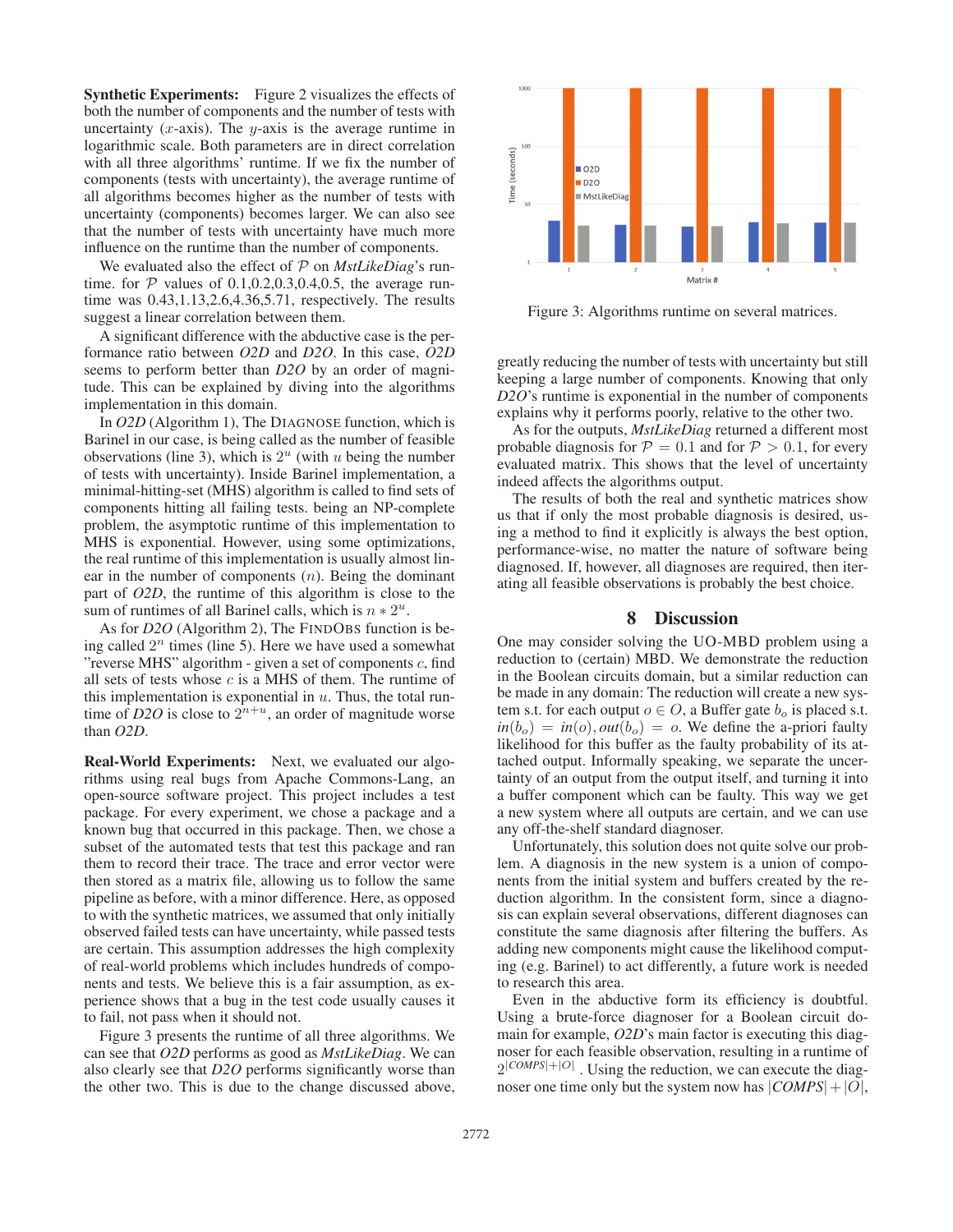**Synthetic Experiments:** Figure 2 visualizes the effects of both the number of components and the number of tests with uncertainty ($x$-axis). The $y$-axis is the average runtime in logarithmic scale. Both parameters are in direct correlation with all three algorithms' runtime. If we fix the number of components (tests with uncertainty), the average runtime of all algorithms becomes higher as the number of tests with uncertainty (components) becomes larger. We can also see that the number of tests with uncertainty have much more influence on the runtime than the number of components.

We evaluated also the effect of $\mathcal{P}$ on *MstLikeDiag*'s runtime. for $\mathcal{P}$ values of 0.1,0.2,0.3,0.4,0.5, the average runtime was 0.43,1.13,2.6,4.36,5.71, respectively. The results suggest a linear correlation between them.

A significant difference with the abductive case is the performance ratio between *O2D* and *D2O*. In this case, *O2D* seems to perform better than *D2O* by an order of magnitude. This can be explained by diving into the algorithms implementation in this domain.

In *O2D* (Algorithm 1), The DIAGNOSE function, which is Barinel in our case, is being called as the number of feasible observations (line 3), which is $2^u$ (with $u$ being the number of tests with uncertainty). Inside Barinel implementation, a minimal-hitting-set (MHS) algorithm is called to find sets of components hitting all failing tests. being an NP-complete problem, the asymptotic runtime of this implementation to MHS is exponential. However, using some optimizations, the real runtime of this implementation is usually almost linear in the number of components ($n$). Being the dominant part of *O2D*, the runtime of this algorithm is close to the sum of runtimes of all Barinel calls, which is $n * 2^u$.

As for *D2O* (Algorithm 2), The FINDOBS function is being called $2^n$ times (line 5). Here we have used a somewhat "reverse MHS" algorithm - given a set of components $c$, find all sets of tests whose $c$ is a MHS of them. The runtime of this implementation is exponential in $u$. Thus, the total runtime of *D2O* is close to $2^{n+u}$, an order of magnitude worse than *O2D*.

**Real-World Experiments:** Next, we evaluated our algorithms using real bugs from Apache Commons-Lang, an open-source software project. This project includes a test package. For every experiment, we chose a package and a known bug that occurred in this package. Then, we chose a subset of the automated tests that test this package and ran them to record their trace. The trace and error vector were then stored as a matrix file, allowing us to follow the same pipeline as before, with a minor difference. Here, as opposed to with the synthetic matrices, we assumed that only initially observed failed tests can have uncertainty, while passed tests are certain. This assumption addresses the high complexity of real-world problems which includes hundreds of components and tests. We believe this is a fair assumption, as experience shows that a bug in the test code usually causes it to fail, not pass when it should not.

Figure 3 presents the runtime of all three algorithms. We can see that *O2D* performs as good as *MstLikeDiag*. We can also clearly see that *D2O* performs significantly worse than the other two. This is due to the change discussed above, greatly reducing the number of tests with uncertainty but still keeping a large number of components. Knowing that only *D2O*'s runtime is exponential in the number of components explains why it performs poorly, relative to the other two.

Figure 3: Algorithms runtime on several matrices.

As for the outputs, *MstLikeDiag* returned a different most probable diagnosis for $\mathcal{P} = 0.1$ and for $\mathcal{P} > 0.1$, for every evaluated matrix. This shows that the level of uncertainty indeed affects the algorithms output.

The results of both the real and synthetic matrices show us that if only the most probable diagnosis is desired, using a method to find it explicitly is always the best option, performance-wise, no matter the nature of software being diagnosed. If, however, all diagnoses are required, then iterating all feasible observations is probably the best choice.

## 8 Discussion

One may consider solving the UO-MBD problem using a reduction to (certain) MBD. We demonstrate the reduction in the Boolean circuits domain, but a similar reduction can be made in any domain: The reduction will create a new system s.t. for each output $o \in O$, a Buffer gate $b_o$ is placed s.t. $in(b_o) = in(o), out(b_o) = o$. We define the a-priori faulty likelihood for this buffer as the faulty probability of its attached output. Informally speaking, we separate the uncertainty of an output from the output itself, and turning it into a buffer component which can be faulty. This way we get a new system where all outputs are certain, and we can use any off-the-shelf standard diagnoser.

Unfortunately, this solution does not quite solve our problem. A diagnosis in the new system is a union of components from the initial system and buffers created by the reduction algorithm. In the consistent form, since a diagnosis can explain several observations, different diagnoses can constitute the same diagnosis after filtering the buffers. As adding new components might cause the likelihood computing (e.g. Barinel) to act differently, a future work is needed to research this area.

Even in the abductive form its efficiency is doubtful. Using a brute-force diagnoser for a Boolean circuit domain for example, *O2D*'s main factor is executing this diagnoser for each feasible observation, resulting in a runtime of $2^{|COMPS|+|O|}$. Using the reduction, we can execute the diagnoser one time only but the system now has $|COMPS| + |O|$,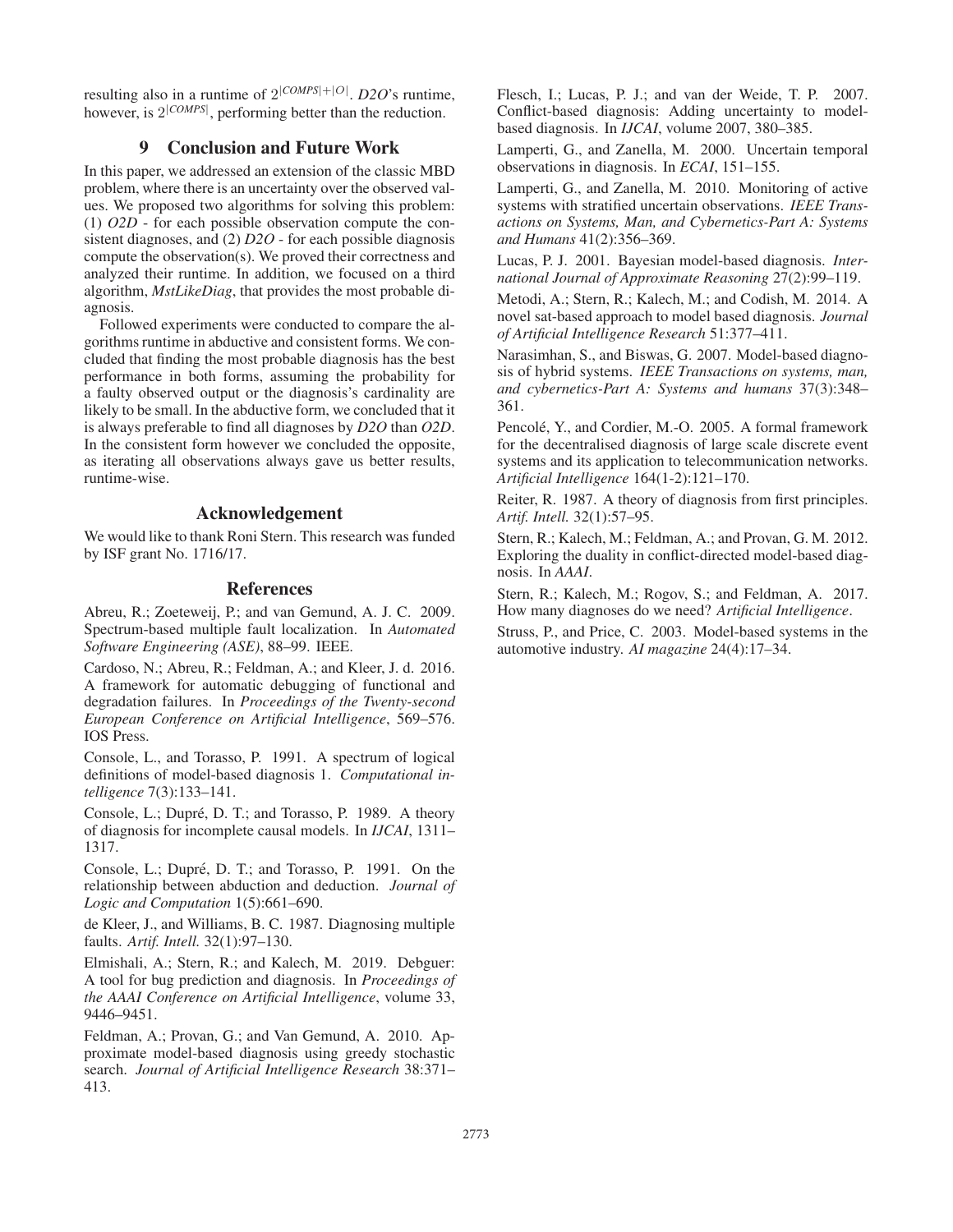resulting also in a runtime of $2^{|COMPS|+|O|}$. *D2O*'s runtime, however, is $2^{|COMPS|}$, performing better than the reduction.

## 9 Conclusion and Future Work

In this paper, we addressed an extension of the classic MBD problem, where there is an uncertainty over the observed values. We proposed two algorithms for solving this problem: (1) *O2D* - for each possible observation compute the consistent diagnoses, and (2) *D2O* - for each possible diagnosis compute the observation(s). We proved their correctness and analyzed their runtime. In addition, we focused on a third algorithm, *MstLikeDiag*, that provides the most probable diagnosis.

Followed experiments were conducted to compare the algorithms runtime in abductive and consistent forms. We concluded that finding the most probable diagnosis has the best performance in both forms, assuming the probability for a faulty observed output or the diagnosis's cardinality are likely to be small. In the abductive form, we concluded that it is always preferable to find all diagnoses by *D2O* than *O2D*. In the consistent form however we concluded the opposite, as iterating all observations always gave us better results, runtime-wise.

## Acknowledgement

We would like to thank Roni Stern. This research was funded by ISF grant No. 1716/17.

## References

Abreu, R.; Zoeteweij, P.; and van Gemund, A. J. C. 2009. Spectrum-based multiple fault localization. In *Automated Software Engineering (ASE)*, 88–99. IEEE.

Cardoso, N.; Abreu, R.; Feldman, A.; and Kleer, J. d. 2016. A framework for automatic debugging of functional and degradation failures. In *Proceedings of the Twenty-second European Conference on Artificial Intelligence*, 569–576. IOS Press.

Console, L., and Torasso, P. 1991. A spectrum of logical definitions of model-based diagnosis 1. *Computational intelligence* 7(3):133–141.

Console, L.; Dupré, D. T.; and Torasso, P. 1989. A theory of diagnosis for incomplete causal models. In *IJCAI*, 1311–1317.

Console, L.; Dupré, D. T.; and Torasso, P. 1991. On the relationship between abduction and deduction. *Journal of Logic and Computation* 1(5):661–690.

de Kleer, J., and Williams, B. C. 1987. Diagnosing multiple faults. *Artif. Intell.* 32(1):97–130.

Elmishali, A.; Stern, R.; and Kalech, M. 2019. Debguer: A tool for bug prediction and diagnosis. In *Proceedings of the AAAI Conference on Artificial Intelligence*, volume 33, 9446–9451.

Feldman, A.; Provan, G.; and Van Gemund, A. 2010. Approximate model-based diagnosis using greedy stochastic search. *Journal of Artificial Intelligence Research* 38:371–413.

Flesch, I.; Lucas, P. J.; and van der Weide, T. P. 2007. Conflict-based diagnosis: Adding uncertainty to model-based diagnosis. In *IJCAI*, volume 2007, 380–385.

Lamperti, G., and Zanella, M. 2000. Uncertain temporal observations in diagnosis. In *ECAI*, 151–155.

Lamperti, G., and Zanella, M. 2010. Monitoring of active systems with stratified uncertain observations. *IEEE Transactions on Systems, Man, and Cybernetics-Part A: Systems and Humans* 41(2):356–369.

Lucas, P. J. 2001. Bayesian model-based diagnosis. *International Journal of Approximate Reasoning* 27(2):99–119.

Metodi, A.; Stern, R.; Kalech, M.; and Codish, M. 2014. A novel sat-based approach to model based diagnosis. *Journal of Artificial Intelligence Research* 51:377–411.

Narasimhan, S., and Biswas, G. 2007. Model-based diagnosis of hybrid systems. *IEEE Transactions on systems, man, and cybernetics-Part A: Systems and humans* 37(3):348–361.

Pencolé, Y., and Cordier, M.-O. 2005. A formal framework for the decentralised diagnosis of large scale discrete event systems and its application to telecommunication networks. *Artificial Intelligence* 164(1-2):121–170.

Reiter, R. 1987. A theory of diagnosis from first principles. *Artif. Intell.* 32(1):57–95.

Stern, R.; Kalech, M.; Feldman, A.; and Provan, G. M. 2012. Exploring the duality in conflict-directed model-based diagnosis. In *AAAI*.

Stern, R.; Kalech, M.; Rogov, S.; and Feldman, A. 2017. How many diagnoses do we need? *Artificial Intelligence*.

Struss, P., and Price, C. 2003. Model-based systems in the automotive industry. *AI magazine* 24(4):17–34.